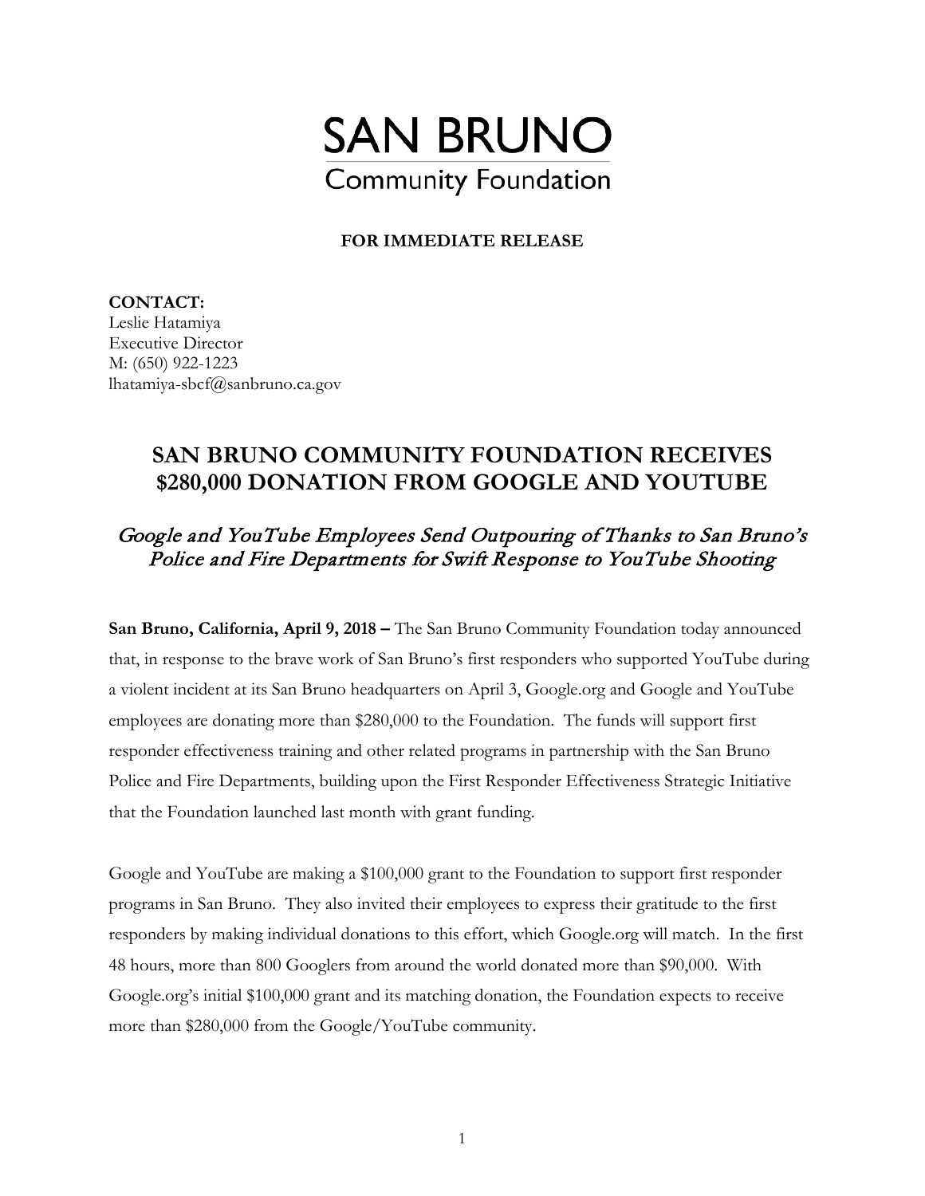# SAN BRUNO
Community Foundation

**FOR IMMEDIATE RELEASE**

**CONTACT:**
Leslie Hatamiya
Executive Director
M: (650) 922-1223
lhatamiya-sbcf@sanbruno.ca.gov

## SAN BRUNO COMMUNITY FOUNDATION RECEIVES $280,000 DONATION FROM GOOGLE AND YOUTUBE

### *Google and YouTube Employees Send Outpouring of Thanks to San Bruno's Police and Fire Departments for Swift Response to YouTube Shooting*

**San Bruno, California, April 9, 2018 –** The San Bruno Community Foundation today announced that, in response to the brave work of San Bruno's first responders who supported YouTube during a violent incident at its San Bruno headquarters on April 3, Google.org and Google and YouTube employees are donating more than $280,000 to the Foundation. The funds will support first responder effectiveness training and other related programs in partnership with the San Bruno Police and Fire Departments, building upon the First Responder Effectiveness Strategic Initiative that the Foundation launched last month with grant funding.

Google and YouTube are making a $100,000 grant to the Foundation to support first responder programs in San Bruno. They also invited their employees to express their gratitude to the first responders by making individual donations to this effort, which Google.org will match. In the first 48 hours, more than 800 Googlers from around the world donated more than $90,000. With Google.org's initial $100,000 grant and its matching donation, the Foundation expects to receive more than $280,000 from the Google/YouTube community.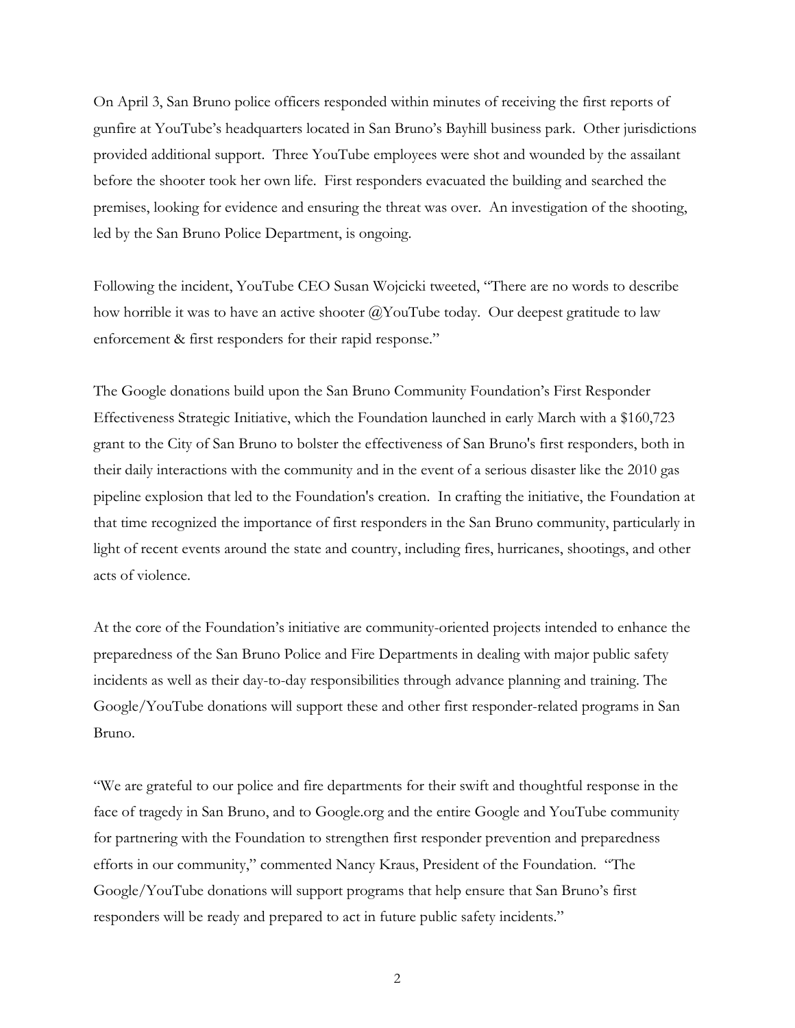On April 3, San Bruno police officers responded within minutes of receiving the first reports of gunfire at YouTube's headquarters located in San Bruno's Bayhill business park. Other jurisdictions provided additional support. Three YouTube employees were shot and wounded by the assailant before the shooter took her own life. First responders evacuated the building and searched the premises, looking for evidence and ensuring the threat was over. An investigation of the shooting, led by the San Bruno Police Department, is ongoing.

Following the incident, YouTube CEO Susan Wojcicki tweeted, "There are no words to describe how horrible it was to have an active shooter @YouTube today. Our deepest gratitude to law enforcement & first responders for their rapid response."

The Google donations build upon the San Bruno Community Foundation's First Responder Effectiveness Strategic Initiative, which the Foundation launched in early March with a $160,723 grant to the City of San Bruno to bolster the effectiveness of San Bruno's first responders, both in their daily interactions with the community and in the event of a serious disaster like the 2010 gas pipeline explosion that led to the Foundation's creation. In crafting the initiative, the Foundation at that time recognized the importance of first responders in the San Bruno community, particularly in light of recent events around the state and country, including fires, hurricanes, shootings, and other acts of violence.

At the core of the Foundation's initiative are community-oriented projects intended to enhance the preparedness of the San Bruno Police and Fire Departments in dealing with major public safety incidents as well as their day-to-day responsibilities through advance planning and training. The Google/YouTube donations will support these and other first responder-related programs in San Bruno.

"We are grateful to our police and fire departments for their swift and thoughtful response in the face of tragedy in San Bruno, and to Google.org and the entire Google and YouTube community for partnering with the Foundation to strengthen first responder prevention and preparedness efforts in our community," commented Nancy Kraus, President of the Foundation. "The Google/YouTube donations will support programs that help ensure that San Bruno's first responders will be ready and prepared to act in future public safety incidents."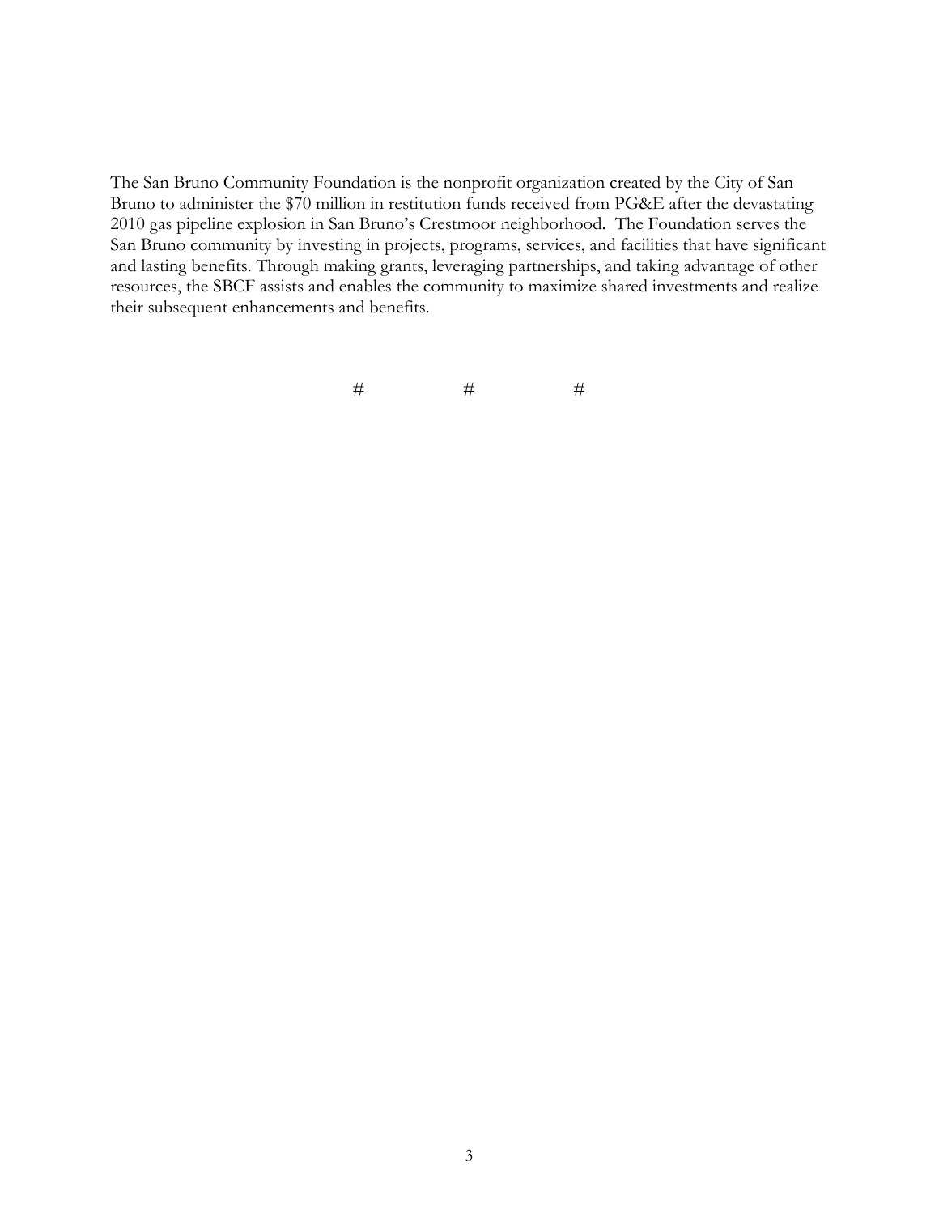The San Bruno Community Foundation is the nonprofit organization created by the City of San Bruno to administer the $70 million in restitution funds received from PG&E after the devastating 2010 gas pipeline explosion in San Bruno's Crestmoor neighborhood. The Foundation serves the San Bruno community by investing in projects, programs, services, and facilities that have significant and lasting benefits. Through making grants, leveraging partnerships, and taking advantage of other resources, the SBCF assists and enables the community to maximize shared investments and realize their subsequent enhancements and benefits.

# # #